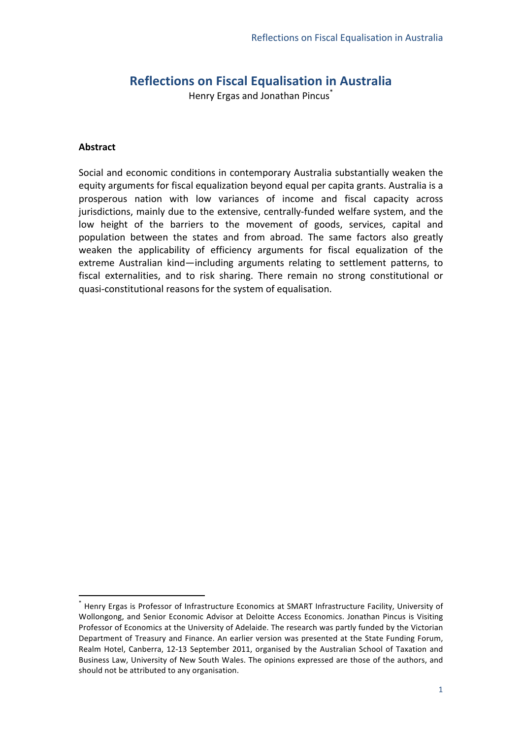# Reflections on Fiscal Equalisation in Australia

Henry Ergas and Jonathan Pincus[*]

**Abstract**

Social and economic conditions in contemporary Australia substantially weaken the equity arguments for fiscal equalization beyond equal per capita grants. Australia is a prosperous nation with low variances of income and fiscal capacity across jurisdictions, mainly due to the extensive, centrally-funded welfare system, and the low height of the barriers to the movement of goods, services, capital and population between the states and from abroad. The same factors also greatly weaken the applicability of efficiency arguments for fiscal equalization of the extreme Australian kind—including arguments relating to settlement patterns, to fiscal externalities, and to risk sharing. There remain no strong constitutional or quasi-constitutional reasons for the system of equalisation.

---

[*] Henry Ergas is Professor of Infrastructure Economics at SMART Infrastructure Facility, University of Wollongong, and Senior Economic Advisor at Deloitte Access Economics. Jonathan Pincus is Visiting Professor of Economics at the University of Adelaide. The research was partly funded by the Victorian Department of Treasury and Finance. An earlier version was presented at the State Funding Forum, Realm Hotel, Canberra, 12-13 September 2011, organised by the Australian School of Taxation and Business Law, University of New South Wales. The opinions expressed are those of the authors, and should not be attributed to any organisation.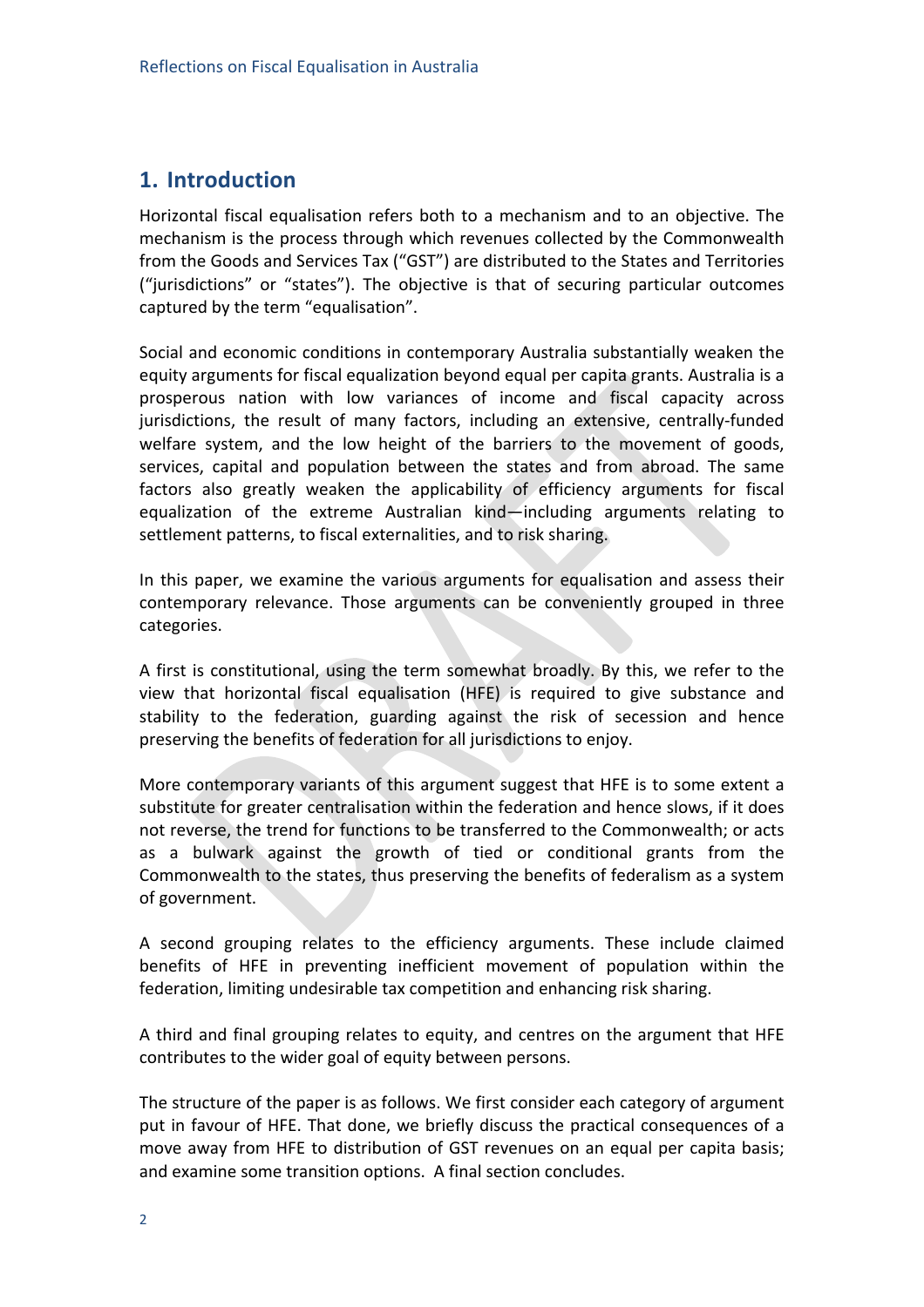## 1. Introduction

Horizontal fiscal equalisation refers both to a mechanism and to an objective. The mechanism is the process through which revenues collected by the Commonwealth from the Goods and Services Tax ("GST") are distributed to the States and Territories ("jurisdictions" or "states"). The objective is that of securing particular outcomes captured by the term "equalisation".

Social and economic conditions in contemporary Australia substantially weaken the equity arguments for fiscal equalization beyond equal per capita grants. Australia is a prosperous nation with low variances of income and fiscal capacity across jurisdictions, the result of many factors, including an extensive, centrally-funded welfare system, and the low height of the barriers to the movement of goods, services, capital and population between the states and from abroad. The same factors also greatly weaken the applicability of efficiency arguments for fiscal equalization of the extreme Australian kind—including arguments relating to settlement patterns, to fiscal externalities, and to risk sharing.

In this paper, we examine the various arguments for equalisation and assess their contemporary relevance. Those arguments can be conveniently grouped in three categories.

A first is constitutional, using the term somewhat broadly. By this, we refer to the view that horizontal fiscal equalisation (HFE) is required to give substance and stability to the federation, guarding against the risk of secession and hence preserving the benefits of federation for all jurisdictions to enjoy.

More contemporary variants of this argument suggest that HFE is to some extent a substitute for greater centralisation within the federation and hence slows, if it does not reverse, the trend for functions to be transferred to the Commonwealth; or acts as a bulwark against the growth of tied or conditional grants from the Commonwealth to the states, thus preserving the benefits of federalism as a system of government.

A second grouping relates to the efficiency arguments. These include claimed benefits of HFE in preventing inefficient movement of population within the federation, limiting undesirable tax competition and enhancing risk sharing.

A third and final grouping relates to equity, and centres on the argument that HFE contributes to the wider goal of equity between persons.

The structure of the paper is as follows. We first consider each category of argument put in favour of HFE. That done, we briefly discuss the practical consequences of a move away from HFE to distribution of GST revenues on an equal per capita basis; and examine some transition options. A final section concludes.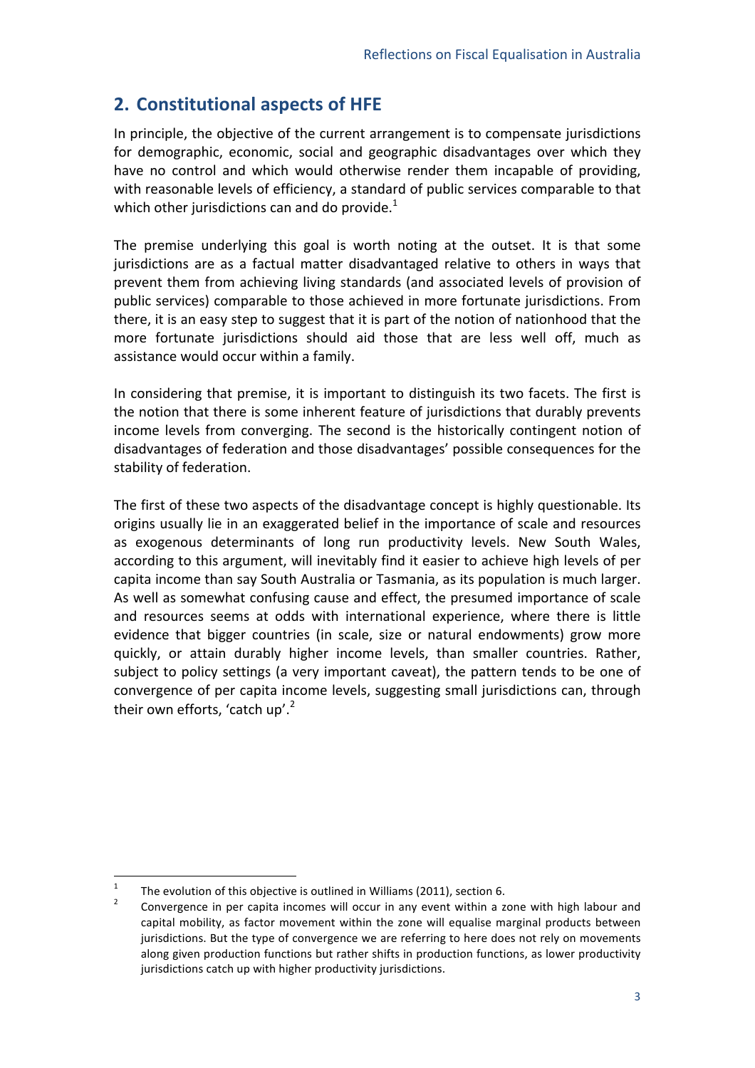## 2. Constitutional aspects of HFE

In principle, the objective of the current arrangement is to compensate jurisdictions for demographic, economic, social and geographic disadvantages over which they have no control and which would otherwise render them incapable of providing, with reasonable levels of efficiency, a standard of public services comparable to that which other jurisdictions can and do provide.[1]

The premise underlying this goal is worth noting at the outset. It is that some jurisdictions are as a factual matter disadvantaged relative to others in ways that prevent them from achieving living standards (and associated levels of provision of public services) comparable to those achieved in more fortunate jurisdictions. From there, it is an easy step to suggest that it is part of the notion of nationhood that the more fortunate jurisdictions should aid those that are less well off, much as assistance would occur within a family.

In considering that premise, it is important to distinguish its two facets. The first is the notion that there is some inherent feature of jurisdictions that durably prevents income levels from converging. The second is the historically contingent notion of disadvantages of federation and those disadvantages' possible consequences for the stability of federation.

The first of these two aspects of the disadvantage concept is highly questionable. Its origins usually lie in an exaggerated belief in the importance of scale and resources as exogenous determinants of long run productivity levels. New South Wales, according to this argument, will inevitably find it easier to achieve high levels of per capita income than say South Australia or Tasmania, as its population is much larger. As well as somewhat confusing cause and effect, the presumed importance of scale and resources seems at odds with international experience, where there is little evidence that bigger countries (in scale, size or natural endowments) grow more quickly, or attain durably higher income levels, than smaller countries. Rather, subject to policy settings (a very important caveat), the pattern tends to be one of convergence of per capita income levels, suggesting small jurisdictions can, through their own efforts, 'catch up'.[2]

---

[1] The evolution of this objective is outlined in Williams (2011), section 6.

[2] Convergence in per capita incomes will occur in any event within a zone with high labour and capital mobility, as factor movement within the zone will equalise marginal products between jurisdictions. But the type of convergence we are referring to here does not rely on movements along given production functions but rather shifts in production functions, as lower productivity jurisdictions catch up with higher productivity jurisdictions.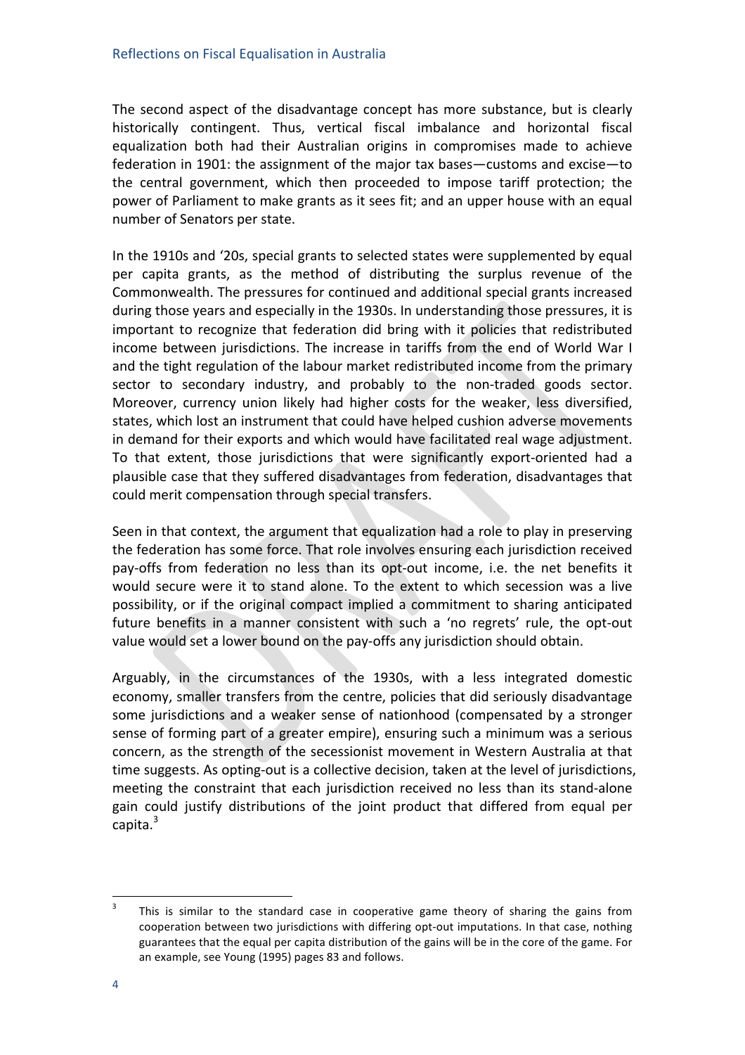The second aspect of the disadvantage concept has more substance, but is clearly historically contingent. Thus, vertical fiscal imbalance and horizontal fiscal equalization both had their Australian origins in compromises made to achieve federation in 1901: the assignment of the major tax bases—customs and excise—to the central government, which then proceeded to impose tariff protection; the power of Parliament to make grants as it sees fit; and an upper house with an equal number of Senators per state.

In the 1910s and '20s, special grants to selected states were supplemented by equal per capita grants, as the method of distributing the surplus revenue of the Commonwealth. The pressures for continued and additional special grants increased during those years and especially in the 1930s. In understanding those pressures, it is important to recognize that federation did bring with it policies that redistributed income between jurisdictions. The increase in tariffs from the end of World War I and the tight regulation of the labour market redistributed income from the primary sector to secondary industry, and probably to the non-traded goods sector. Moreover, currency union likely had higher costs for the weaker, less diversified, states, which lost an instrument that could have helped cushion adverse movements in demand for their exports and which would have facilitated real wage adjustment. To that extent, those jurisdictions that were significantly export-oriented had a plausible case that they suffered disadvantages from federation, disadvantages that could merit compensation through special transfers.

Seen in that context, the argument that equalization had a role to play in preserving the federation has some force. That role involves ensuring each jurisdiction received pay-offs from federation no less than its opt-out income, i.e. the net benefits it would secure were it to stand alone. To the extent to which secession was a live possibility, or if the original compact implied a commitment to sharing anticipated future benefits in a manner consistent with such a 'no regrets' rule, the opt-out value would set a lower bound on the pay-offs any jurisdiction should obtain.

Arguably, in the circumstances of the 1930s, with a less integrated domestic economy, smaller transfers from the centre, policies that did seriously disadvantage some jurisdictions and a weaker sense of nationhood (compensated by a stronger sense of forming part of a greater empire), ensuring such a minimum was a serious concern, as the strength of the secessionist movement in Western Australia at that time suggests. As opting-out is a collective decision, taken at the level of jurisdictions, meeting the constraint that each jurisdiction received no less than its stand-alone gain could justify distributions of the joint product that differed from equal per capita.[3]

[3] This is similar to the standard case in cooperative game theory of sharing the gains from cooperation between two jurisdictions with differing opt-out imputations. In that case, nothing guarantees that the equal per capita distribution of the gains will be in the core of the game. For an example, see Young (1995) pages 83 and follows.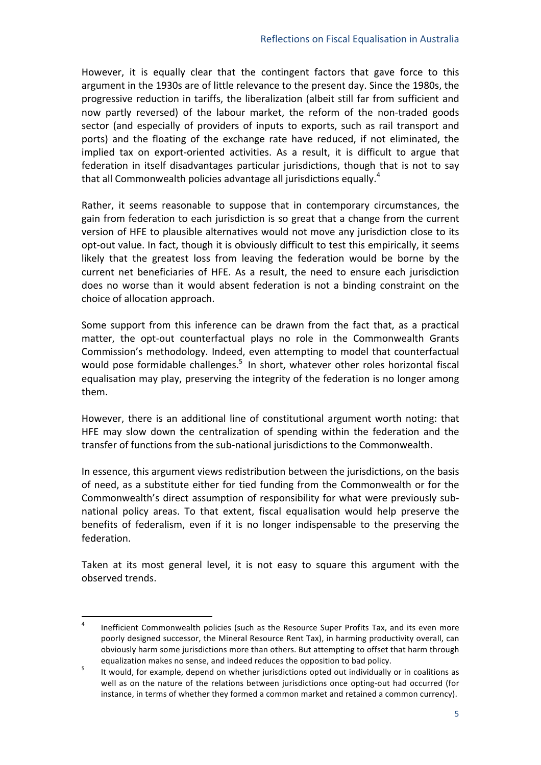However, it is equally clear that the contingent factors that gave force to this argument in the 1930s are of little relevance to the present day. Since the 1980s, the progressive reduction in tariffs, the liberalization (albeit still far from sufficient and now partly reversed) of the labour market, the reform of the non-traded goods sector (and especially of providers of inputs to exports, such as rail transport and ports) and the floating of the exchange rate have reduced, if not eliminated, the implied tax on export-oriented activities. As a result, it is difficult to argue that federation in itself disadvantages particular jurisdictions, though that is not to say that all Commonwealth policies advantage all jurisdictions equally.[4]

Rather, it seems reasonable to suppose that in contemporary circumstances, the gain from federation to each jurisdiction is so great that a change from the current version of HFE to plausible alternatives would not move any jurisdiction close to its opt-out value. In fact, though it is obviously difficult to test this empirically, it seems likely that the greatest loss from leaving the federation would be borne by the current net beneficiaries of HFE. As a result, the need to ensure each jurisdiction does no worse than it would absent federation is not a binding constraint on the choice of allocation approach.

Some support from this inference can be drawn from the fact that, as a practical matter, the opt-out counterfactual plays no role in the Commonwealth Grants Commission's methodology. Indeed, even attempting to model that counterfactual would pose formidable challenges.[5] In short, whatever other roles horizontal fiscal equalisation may play, preserving the integrity of the federation is no longer among them.

However, there is an additional line of constitutional argument worth noting: that HFE may slow down the centralization of spending within the federation and the transfer of functions from the sub-national jurisdictions to the Commonwealth.

In essence, this argument views redistribution between the jurisdictions, on the basis of need, as a substitute either for tied funding from the Commonwealth or for the Commonwealth's direct assumption of responsibility for what were previously sub-national policy areas. To that extent, fiscal equalisation would help preserve the benefits of federalism, even if it is no longer indispensable to the preserving the federation.

Taken at its most general level, it is not easy to square this argument with the observed trends.

---

[4] Inefficient Commonwealth policies (such as the Resource Super Profits Tax, and its even more poorly designed successor, the Mineral Resource Rent Tax), in harming productivity overall, can obviously harm some jurisdictions more than others. But attempting to offset that harm through equalization makes no sense, and indeed reduces the opposition to bad policy.

[5] It would, for example, depend on whether jurisdictions opted out individually or in coalitions as well as on the nature of the relations between jurisdictions once opting-out had occurred (for instance, in terms of whether they formed a common market and retained a common currency).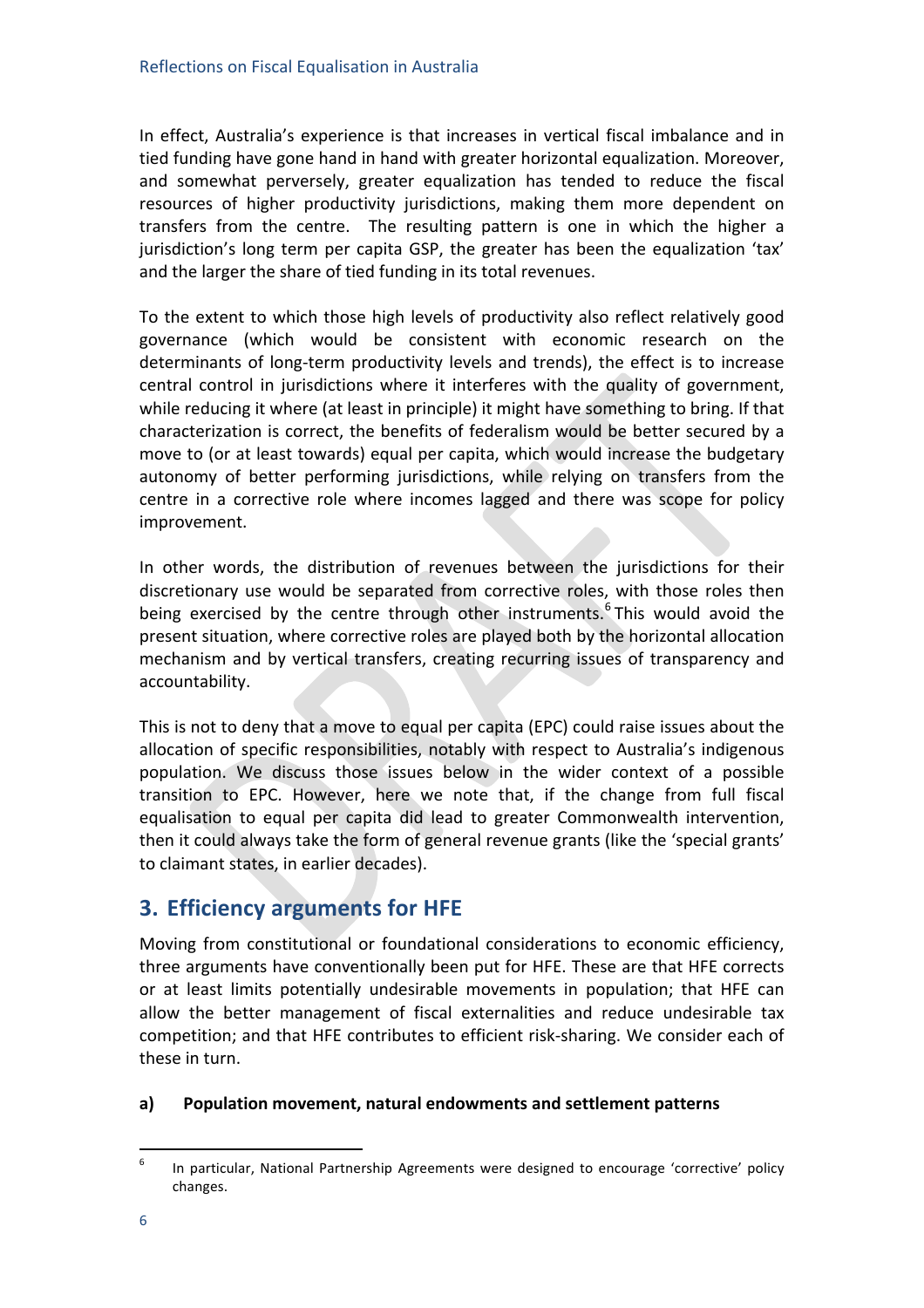In effect, Australia's experience is that increases in vertical fiscal imbalance and in tied funding have gone hand in hand with greater horizontal equalization. Moreover, and somewhat perversely, greater equalization has tended to reduce the fiscal resources of higher productivity jurisdictions, making them more dependent on transfers from the centre. The resulting pattern is one in which the higher a jurisdiction's long term per capita GSP, the greater has been the equalization 'tax' and the larger the share of tied funding in its total revenues.

To the extent to which those high levels of productivity also reflect relatively good governance (which would be consistent with economic research on the determinants of long-term productivity levels and trends), the effect is to increase central control in jurisdictions where it interferes with the quality of government, while reducing it where (at least in principle) it might have something to bring. If that characterization is correct, the benefits of federalism would be better secured by a move to (or at least towards) equal per capita, which would increase the budgetary autonomy of better performing jurisdictions, while relying on transfers from the centre in a corrective role where incomes lagged and there was scope for policy improvement.

In other words, the distribution of revenues between the jurisdictions for their discretionary use would be separated from corrective roles, with those roles then being exercised by the centre through other instruments.[6] This would avoid the present situation, where corrective roles are played both by the horizontal allocation mechanism and by vertical transfers, creating recurring issues of transparency and accountability.

This is not to deny that a move to equal per capita (EPC) could raise issues about the allocation of specific responsibilities, notably with respect to Australia's indigenous population. We discuss those issues below in the wider context of a possible transition to EPC. However, here we note that, if the change from full fiscal equalisation to equal per capita did lead to greater Commonwealth intervention, then it could always take the form of general revenue grants (like the 'special grants' to claimant states, in earlier decades).

## 3. Efficiency arguments for HFE

Moving from constitutional or foundational considerations to economic efficiency, three arguments have conventionally been put for HFE. These are that HFE corrects or at least limits potentially undesirable movements in population; that HFE can allow the better management of fiscal externalities and reduce undesirable tax competition; and that HFE contributes to efficient risk-sharing. We consider each of these in turn.

### a) Population movement, natural endowments and settlement patterns

[6] In particular, National Partnership Agreements were designed to encourage 'corrective' policy changes.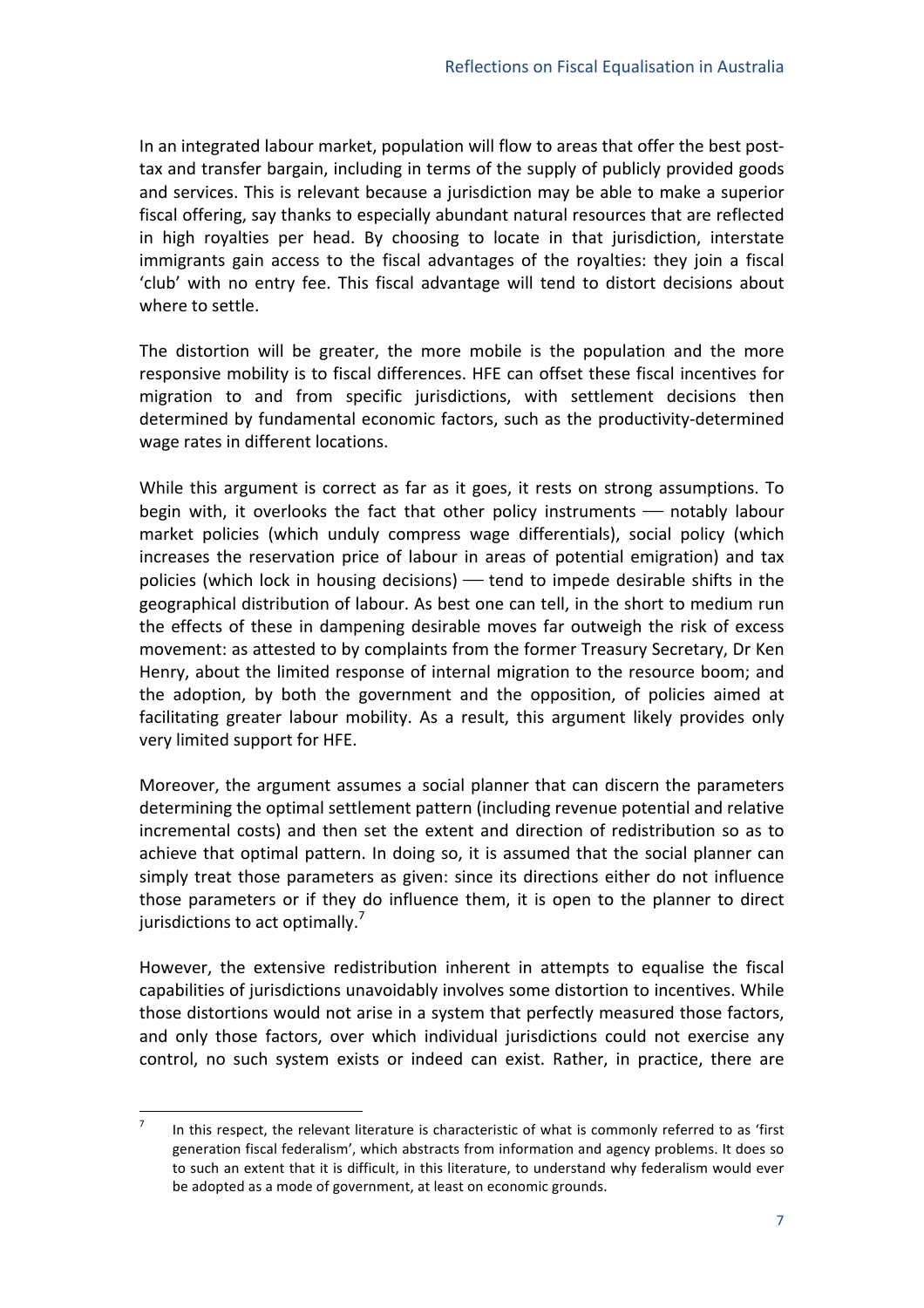In an integrated labour market, population will flow to areas that offer the best post-tax and transfer bargain, including in terms of the supply of publicly provided goods and services. This is relevant because a jurisdiction may be able to make a superior fiscal offering, say thanks to especially abundant natural resources that are reflected in high royalties per head. By choosing to locate in that jurisdiction, interstate immigrants gain access to the fiscal advantages of the royalties: they join a fiscal 'club' with no entry fee. This fiscal advantage will tend to distort decisions about where to settle.

The distortion will be greater, the more mobile is the population and the more responsive mobility is to fiscal differences. HFE can offset these fiscal incentives for migration to and from specific jurisdictions, with settlement decisions then determined by fundamental economic factors, such as the productivity-determined wage rates in different locations.

While this argument is correct as far as it goes, it rests on strong assumptions. To begin with, it overlooks the fact that other policy instruments — notably labour market policies (which unduly compress wage differentials), social policy (which increases the reservation price of labour in areas of potential emigration) and tax policies (which lock in housing decisions) — tend to impede desirable shifts in the geographical distribution of labour. As best one can tell, in the short to medium run the effects of these in dampening desirable moves far outweigh the risk of excess movement: as attested to by complaints from the former Treasury Secretary, Dr Ken Henry, about the limited response of internal migration to the resource boom; and the adoption, by both the government and the opposition, of policies aimed at facilitating greater labour mobility. As a result, this argument likely provides only very limited support for HFE.

Moreover, the argument assumes a social planner that can discern the parameters determining the optimal settlement pattern (including revenue potential and relative incremental costs) and then set the extent and direction of redistribution so as to achieve that optimal pattern. In doing so, it is assumed that the social planner can simply treat those parameters as given: since its directions either do not influence those parameters or if they do influence them, it is open to the planner to direct jurisdictions to act optimally.[7]

However, the extensive redistribution inherent in attempts to equalise the fiscal capabilities of jurisdictions unavoidably involves some distortion to incentives. While those distortions would not arise in a system that perfectly measured those factors, and only those factors, over which individual jurisdictions could not exercise any control, no such system exists or indeed can exist. Rather, in practice, there are

---

[7] In this respect, the relevant literature is characteristic of what is commonly referred to as 'first generation fiscal federalism', which abstracts from information and agency problems. It does so to such an extent that it is difficult, in this literature, to understand why federalism would ever be adopted as a mode of government, at least on economic grounds.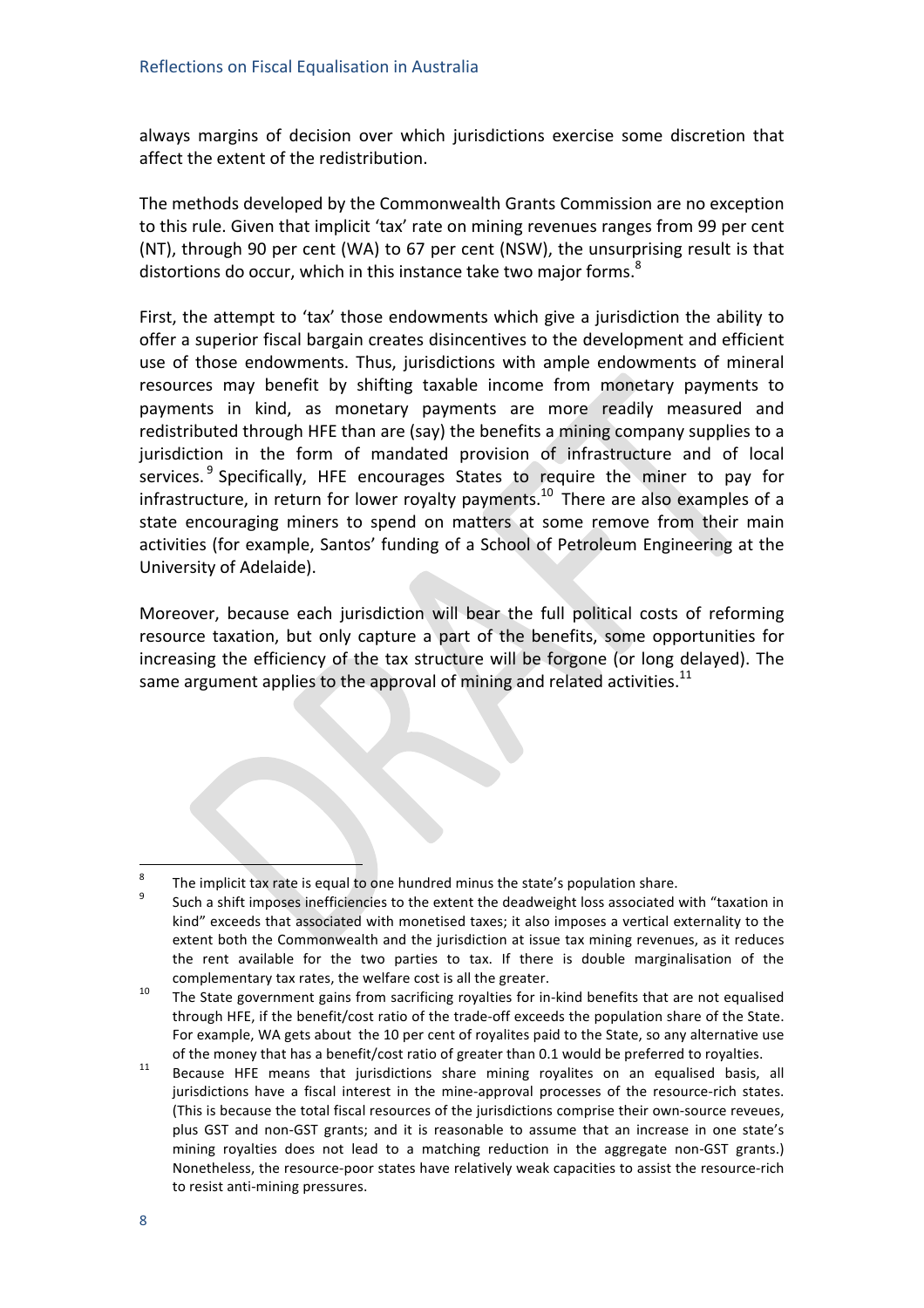always margins of decision over which jurisdictions exercise some discretion that affect the extent of the redistribution.

The methods developed by the Commonwealth Grants Commission are no exception to this rule. Given that implicit 'tax' rate on mining revenues ranges from 99 per cent (NT), through 90 per cent (WA) to 67 per cent (NSW), the unsurprising result is that distortions do occur, which in this instance take two major forms.[8]

First, the attempt to 'tax' those endowments which give a jurisdiction the ability to offer a superior fiscal bargain creates disincentives to the development and efficient use of those endowments. Thus, jurisdictions with ample endowments of mineral resources may benefit by shifting taxable income from monetary payments to payments in kind, as monetary payments are more readily measured and redistributed through HFE than are (say) the benefits a mining company supplies to a jurisdiction in the form of mandated provision of infrastructure and of local services.[9] Specifically, HFE encourages States to require the miner to pay for infrastructure, in return for lower royalty payments.[10] There are also examples of a state encouraging miners to spend on matters at some remove from their main activities (for example, Santos' funding of a School of Petroleum Engineering at the University of Adelaide).

Moreover, because each jurisdiction will bear the full political costs of reforming resource taxation, but only capture a part of the benefits, some opportunities for increasing the efficiency of the tax structure will be forgone (or long delayed). The same argument applies to the approval of mining and related activities.[11]

---

[8] The implicit tax rate is equal to one hundred minus the state's population share.

[9] Such a shift imposes inefficiencies to the extent the deadweight loss associated with "taxation in kind" exceeds that associated with monetised taxes; it also imposes a vertical externality to the extent both the Commonwealth and the jurisdiction at issue tax mining revenues, as it reduces the rent available for the two parties to tax. If there is double marginalisation of the complementary tax rates, the welfare cost is all the greater.

[10] The State government gains from sacrificing royalties for in-kind benefits that are not equalised through HFE, if the benefit/cost ratio of the trade-off exceeds the population share of the State. For example, WA gets about the 10 per cent of royalites paid to the State, so any alternative use of the money that has a benefit/cost ratio of greater than 0.1 would be preferred to royalties.

[11] Because HFE means that jurisdictions share mining royalites on an equalised basis, all jurisdictions have a fiscal interest in the mine-approval processes of the resource-rich states. (This is because the total fiscal resources of the jurisdictions comprise their own-source reveues, plus GST and non-GST grants; and it is reasonable to assume that an increase in one state's mining royalties does not lead to a matching reduction in the aggregate non-GST grants.) Nonetheless, the resource-poor states have relatively weak capacities to assist the resource-rich to resist anti-mining pressures.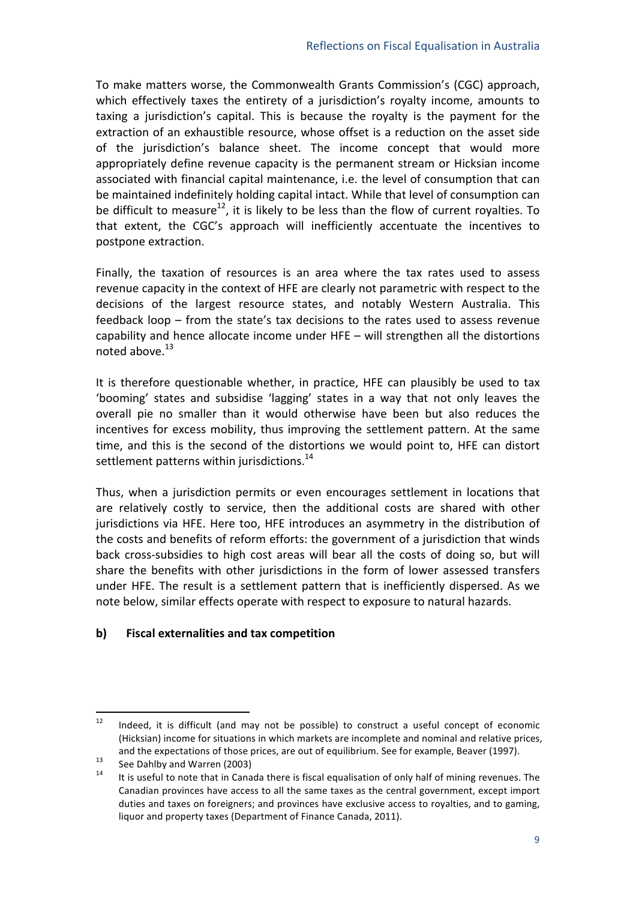To make matters worse, the Commonwealth Grants Commission's (CGC) approach, which effectively taxes the entirety of a jurisdiction's royalty income, amounts to taxing a jurisdiction's capital. This is because the royalty is the payment for the extraction of an exhaustible resource, whose offset is a reduction on the asset side of the jurisdiction's balance sheet. The income concept that would more appropriately define revenue capacity is the permanent stream or Hicksian income associated with financial capital maintenance, i.e. the level of consumption that can be maintained indefinitely holding capital intact. While that level of consumption can be difficult to measure[12], it is likely to be less than the flow of current royalties. To that extent, the CGC's approach will inefficiently accentuate the incentives to postpone extraction.

Finally, the taxation of resources is an area where the tax rates used to assess revenue capacity in the context of HFE are clearly not parametric with respect to the decisions of the largest resource states, and notably Western Australia. This feedback loop – from the state's tax decisions to the rates used to assess revenue capability and hence allocate income under HFE – will strengthen all the distortions noted above.[13]

It is therefore questionable whether, in practice, HFE can plausibly be used to tax 'booming' states and subsidise 'lagging' states in a way that not only leaves the overall pie no smaller than it would otherwise have been but also reduces the incentives for excess mobility, thus improving the settlement pattern. At the same time, and this is the second of the distortions we would point to, HFE can distort settlement patterns within jurisdictions.[14]

Thus, when a jurisdiction permits or even encourages settlement in locations that are relatively costly to service, then the additional costs are shared with other jurisdictions via HFE. Here too, HFE introduces an asymmetry in the distribution of the costs and benefits of reform efforts: the government of a jurisdiction that winds back cross-subsidies to high cost areas will bear all the costs of doing so, but will share the benefits with other jurisdictions in the form of lower assessed transfers under HFE. The result is a settlement pattern that is inefficiently dispersed. As we note below, similar effects operate with respect to exposure to natural hazards.

### b) Fiscal externalities and tax competition

---

[12] Indeed, it is difficult (and may not be possible) to construct a useful concept of economic (Hicksian) income for situations in which markets are incomplete and nominal and relative prices, and the expectations of those prices, are out of equilibrium. See for example, Beaver (1997).

[13] See Dahlby and Warren (2003)

[14] It is useful to note that in Canada there is fiscal equalisation of only half of mining revenues. The Canadian provinces have access to all the same taxes as the central government, except import duties and taxes on foreigners; and provinces have exclusive access to royalties, and to gaming, liquor and property taxes (Department of Finance Canada, 2011).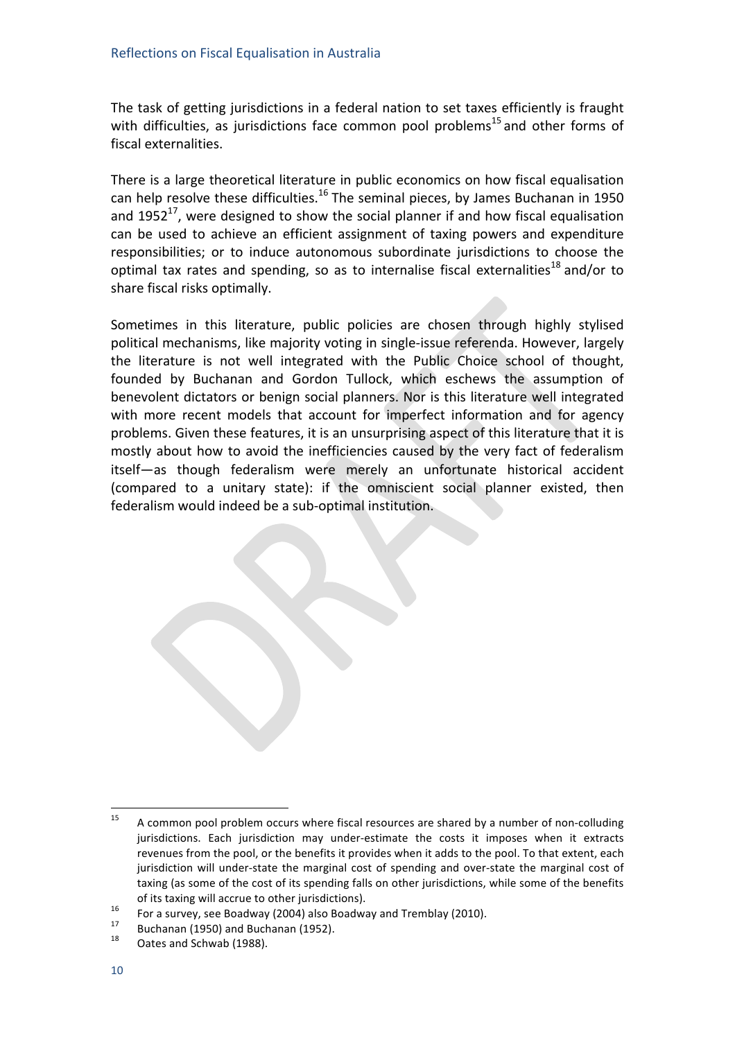The task of getting jurisdictions in a federal nation to set taxes efficiently is fraught with difficulties, as jurisdictions face common pool problems[15] and other forms of fiscal externalities.

There is a large theoretical literature in public economics on how fiscal equalisation can help resolve these difficulties.[16] The seminal pieces, by James Buchanan in 1950 and 1952[17], were designed to show the social planner if and how fiscal equalisation can be used to achieve an efficient assignment of taxing powers and expenditure responsibilities; or to induce autonomous subordinate jurisdictions to choose the optimal tax rates and spending, so as to internalise fiscal externalities[18] and/or to share fiscal risks optimally.

Sometimes in this literature, public policies are chosen through highly stylised political mechanisms, like majority voting in single-issue referenda. However, largely the literature is not well integrated with the Public Choice school of thought, founded by Buchanan and Gordon Tullock, which eschews the assumption of benevolent dictators or benign social planners. Nor is this literature well integrated with more recent models that account for imperfect information and for agency problems. Given these features, it is an unsurprising aspect of this literature that it is mostly about how to avoid the inefficiencies caused by the very fact of federalism itself—as though federalism were merely an unfortunate historical accident (compared to a unitary state): if the omniscient social planner existed, then federalism would indeed be a sub-optimal institution.

---

[15] A common pool problem occurs where fiscal resources are shared by a number of non-colluding jurisdictions. Each jurisdiction may under-estimate the costs it imposes when it extracts revenues from the pool, or the benefits it provides when it adds to the pool. To that extent, each jurisdiction will under-state the marginal cost of spending and over-state the marginal cost of taxing (as some of the cost of its spending falls on other jurisdictions, while some of the benefits of its taxing will accrue to other jurisdictions).

[16] For a survey, see Boadway (2004) also Boadway and Tremblay (2010).

[17] Buchanan (1950) and Buchanan (1952).

[18] Oates and Schwab (1988).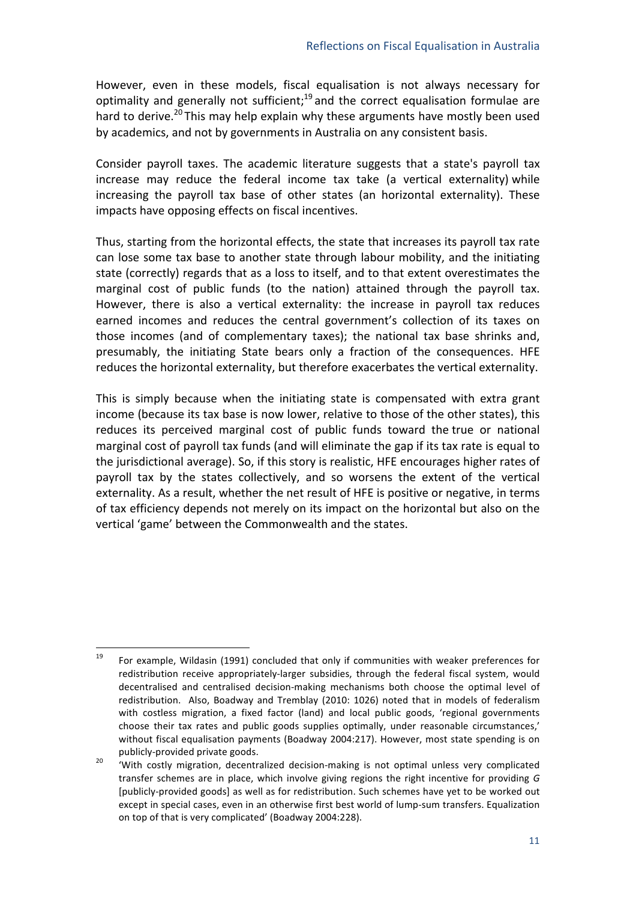However, even in these models, fiscal equalisation is not always necessary for optimality and generally not sufficient;[19] and the correct equalisation formulae are hard to derive.[20] This may help explain why these arguments have mostly been used by academics, and not by governments in Australia on any consistent basis.

Consider payroll taxes. The academic literature suggests that a state's payroll tax increase may reduce the federal income tax take (a vertical externality) while increasing the payroll tax base of other states (an horizontal externality). These impacts have opposing effects on fiscal incentives.

Thus, starting from the horizontal effects, the state that increases its payroll tax rate can lose some tax base to another state through labour mobility, and the initiating state (correctly) regards that as a loss to itself, and to that extent overestimates the marginal cost of public funds (to the nation) attained through the payroll tax. However, there is also a vertical externality: the increase in payroll tax reduces earned incomes and reduces the central government's collection of its taxes on those incomes (and of complementary taxes); the national tax base shrinks and, presumably, the initiating State bears only a fraction of the consequences. HFE reduces the horizontal externality, but therefore exacerbates the vertical externality.

This is simply because when the initiating state is compensated with extra grant income (because its tax base is now lower, relative to those of the other states), this reduces its perceived marginal cost of public funds toward the true or national marginal cost of payroll tax funds (and will eliminate the gap if its tax rate is equal to the jurisdictional average). So, if this story is realistic, HFE encourages higher rates of payroll tax by the states collectively, and so worsens the extent of the vertical externality. As a result, whether the net result of HFE is positive or negative, in terms of tax efficiency depends not merely on its impact on the horizontal but also on the vertical 'game' between the Commonwealth and the states.

---

[19] For example, Wildasin (1991) concluded that only if communities with weaker preferences for redistribution receive appropriately-larger subsidies, through the federal fiscal system, would decentralised and centralised decision-making mechanisms both choose the optimal level of redistribution. Also, Boadway and Tremblay (2010: 1026) noted that in models of federalism with costless migration, a fixed factor (land) and local public goods, 'regional governments choose their tax rates and public goods supplies optimally, under reasonable circumstances,' without fiscal equalisation payments (Boadway 2004:217). However, most state spending is on publicly-provided private goods.

[20] 'With costly migration, decentralized decision-making is not optimal unless very complicated transfer schemes are in place, which involve giving regions the right incentive for providing *G* [publicly-provided goods] as well as for redistribution. Such schemes have yet to be worked out except in special cases, even in an otherwise first best world of lump-sum transfers. Equalization on top of that is very complicated' (Boadway 2004:228).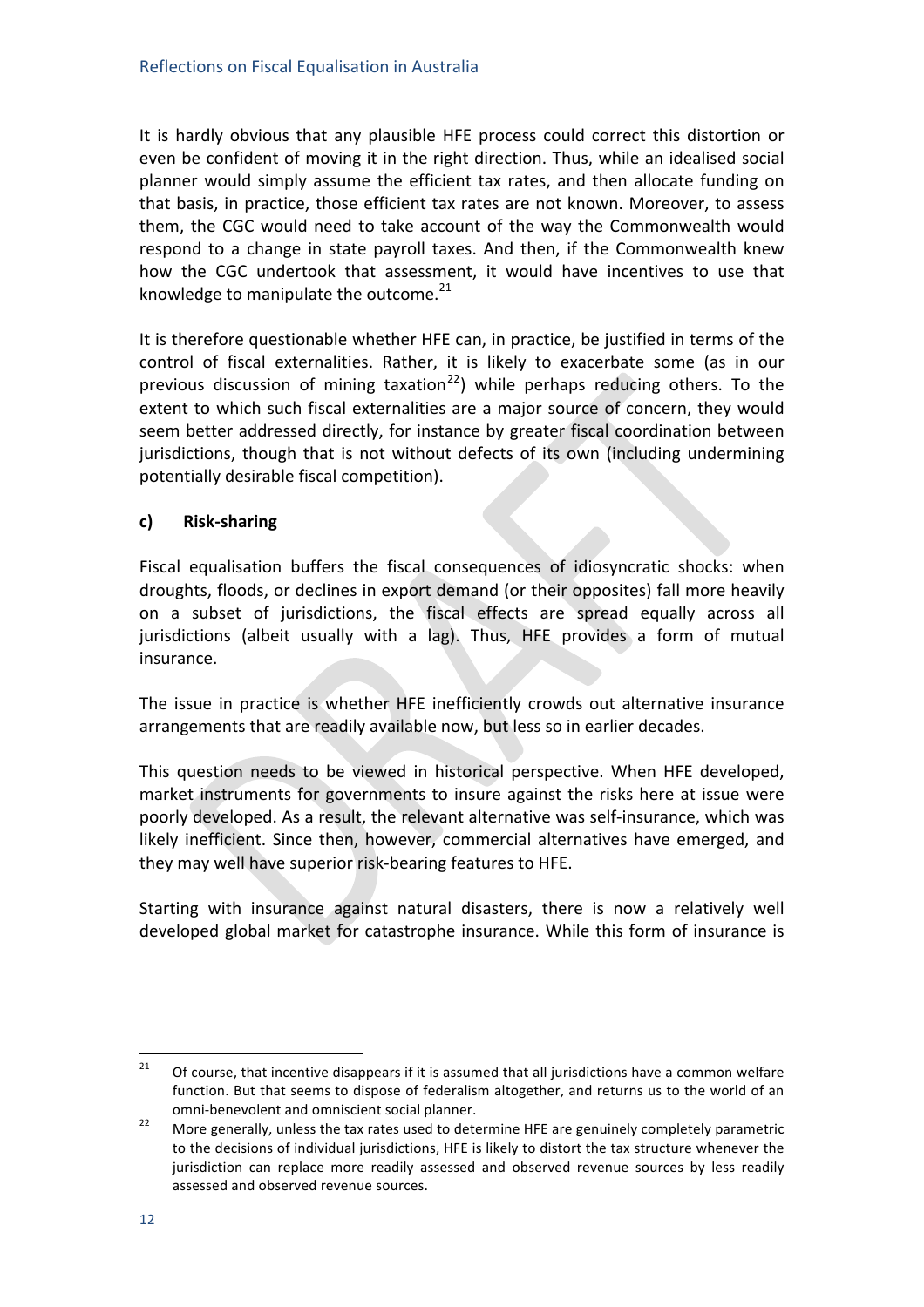It is hardly obvious that any plausible HFE process could correct this distortion or even be confident of moving it in the right direction. Thus, while an idealised social planner would simply assume the efficient tax rates, and then allocate funding on that basis, in practice, those efficient tax rates are not known. Moreover, to assess them, the CGC would need to take account of the way the Commonwealth would respond to a change in state payroll taxes. And then, if the Commonwealth knew how the CGC undertook that assessment, it would have incentives to use that knowledge to manipulate the outcome.[21]

It is therefore questionable whether HFE can, in practice, be justified in terms of the control of fiscal externalities. Rather, it is likely to exacerbate some (as in our previous discussion of mining taxation[22]) while perhaps reducing others. To the extent to which such fiscal externalities are a major source of concern, they would seem better addressed directly, for instance by greater fiscal coordination between jurisdictions, though that is not without defects of its own (including undermining potentially desirable fiscal competition).

### c) Risk-sharing

Fiscal equalisation buffers the fiscal consequences of idiosyncratic shocks: when droughts, floods, or declines in export demand (or their opposites) fall more heavily on a subset of jurisdictions, the fiscal effects are spread equally across all jurisdictions (albeit usually with a lag). Thus, HFE provides a form of mutual insurance.

The issue in practice is whether HFE inefficiently crowds out alternative insurance arrangements that are readily available now, but less so in earlier decades.

This question needs to be viewed in historical perspective. When HFE developed, market instruments for governments to insure against the risks here at issue were poorly developed. As a result, the relevant alternative was self-insurance, which was likely inefficient. Since then, however, commercial alternatives have emerged, and they may well have superior risk-bearing features to HFE.

Starting with insurance against natural disasters, there is now a relatively well developed global market for catastrophe insurance. While this form of insurance is

---

[21] Of course, that incentive disappears if it is assumed that all jurisdictions have a common welfare function. But that seems to dispose of federalism altogether, and returns us to the world of an omni-benevolent and omniscient social planner.

[22] More generally, unless the tax rates used to determine HFE are genuinely completely parametric to the decisions of individual jurisdictions, HFE is likely to distort the tax structure whenever the jurisdiction can replace more readily assessed and observed revenue sources by less readily assessed and observed revenue sources.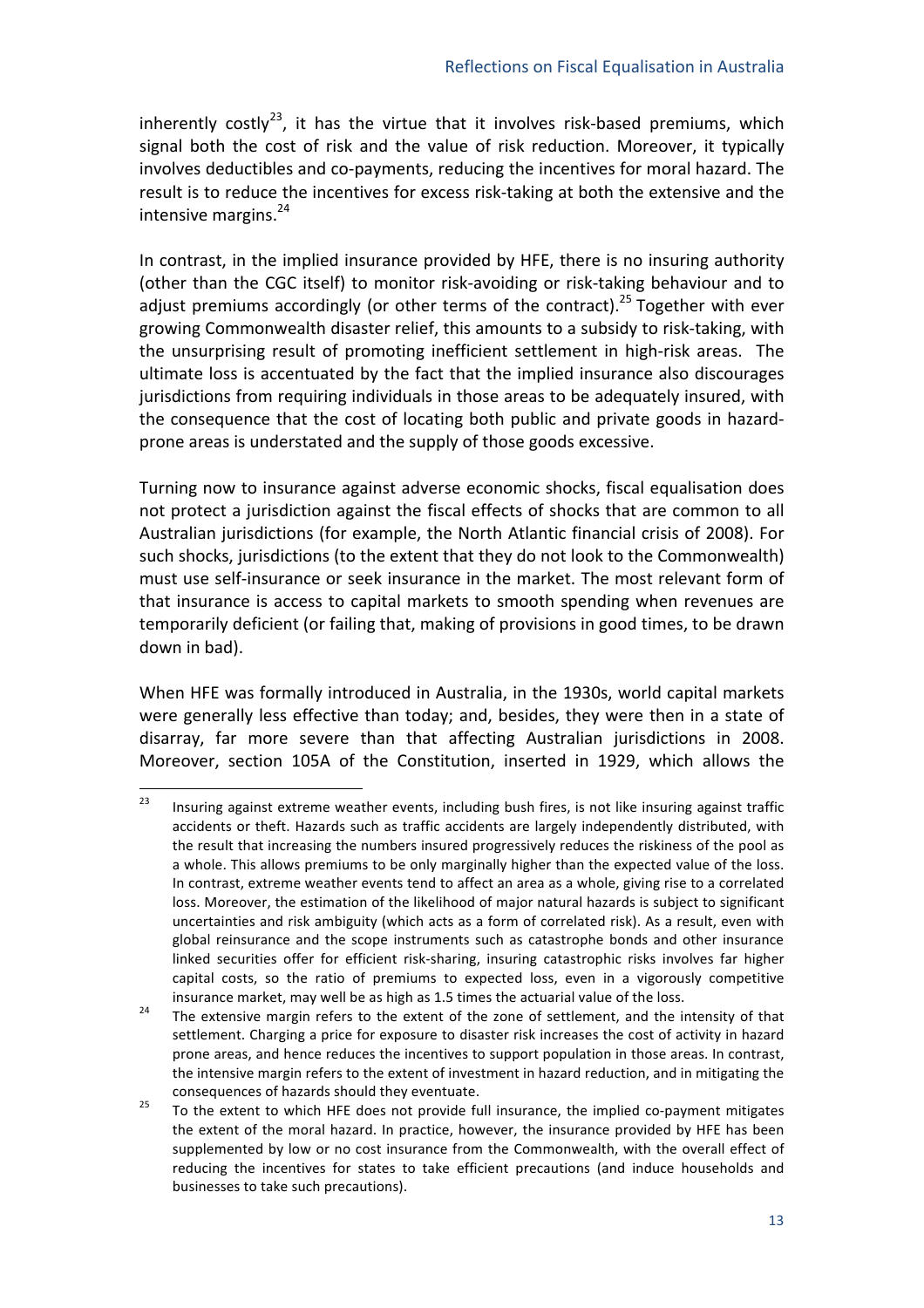inherently costly[23], it has the virtue that it involves risk-based premiums, which signal both the cost of risk and the value of risk reduction. Moreover, it typically involves deductibles and co-payments, reducing the incentives for moral hazard. The result is to reduce the incentives for excess risk-taking at both the extensive and the intensive margins.[24]

In contrast, in the implied insurance provided by HFE, there is no insuring authority (other than the CGC itself) to monitor risk-avoiding or risk-taking behaviour and to adjust premiums accordingly (or other terms of the contract).[25] Together with ever growing Commonwealth disaster relief, this amounts to a subsidy to risk-taking, with the unsurprising result of promoting inefficient settlement in high-risk areas. The ultimate loss is accentuated by the fact that the implied insurance also discourages jurisdictions from requiring individuals in those areas to be adequately insured, with the consequence that the cost of locating both public and private goods in hazard-prone areas is understated and the supply of those goods excessive.

Turning now to insurance against adverse economic shocks, fiscal equalisation does not protect a jurisdiction against the fiscal effects of shocks that are common to all Australian jurisdictions (for example, the North Atlantic financial crisis of 2008). For such shocks, jurisdictions (to the extent that they do not look to the Commonwealth) must use self-insurance or seek insurance in the market. The most relevant form of that insurance is access to capital markets to smooth spending when revenues are temporarily deficient (or failing that, making of provisions in good times, to be drawn down in bad).

When HFE was formally introduced in Australia, in the 1930s, world capital markets were generally less effective than today; and, besides, they were then in a state of disarray, far more severe than that affecting Australian jurisdictions in 2008. Moreover, section 105A of the Constitution, inserted in 1929, which allows the

---

[23] Insuring against extreme weather events, including bush fires, is not like insuring against traffic accidents or theft. Hazards such as traffic accidents are largely independently distributed, with the result that increasing the numbers insured progressively reduces the riskiness of the pool as a whole. This allows premiums to be only marginally higher than the expected value of the loss. In contrast, extreme weather events tend to affect an area as a whole, giving rise to a correlated loss. Moreover, the estimation of the likelihood of major natural hazards is subject to significant uncertainties and risk ambiguity (which acts as a form of correlated risk). As a result, even with global reinsurance and the scope instruments such as catastrophe bonds and other insurance linked securities offer for efficient risk-sharing, insuring catastrophic risks involves far higher capital costs, so the ratio of premiums to expected loss, even in a vigorously competitive insurance market, may well be as high as 1.5 times the actuarial value of the loss.

[24] The extensive margin refers to the extent of the zone of settlement, and the intensity of that settlement. Charging a price for exposure to disaster risk increases the cost of activity in hazard prone areas, and hence reduces the incentives to support population in those areas. In contrast, the intensive margin refers to the extent of investment in hazard reduction, and in mitigating the consequences of hazards should they eventuate.

[25] To the extent to which HFE does not provide full insurance, the implied co-payment mitigates the extent of the moral hazard. In practice, however, the insurance provided by HFE has been supplemented by low or no cost insurance from the Commonwealth, with the overall effect of reducing the incentives for states to take efficient precautions (and induce households and businesses to take such precautions).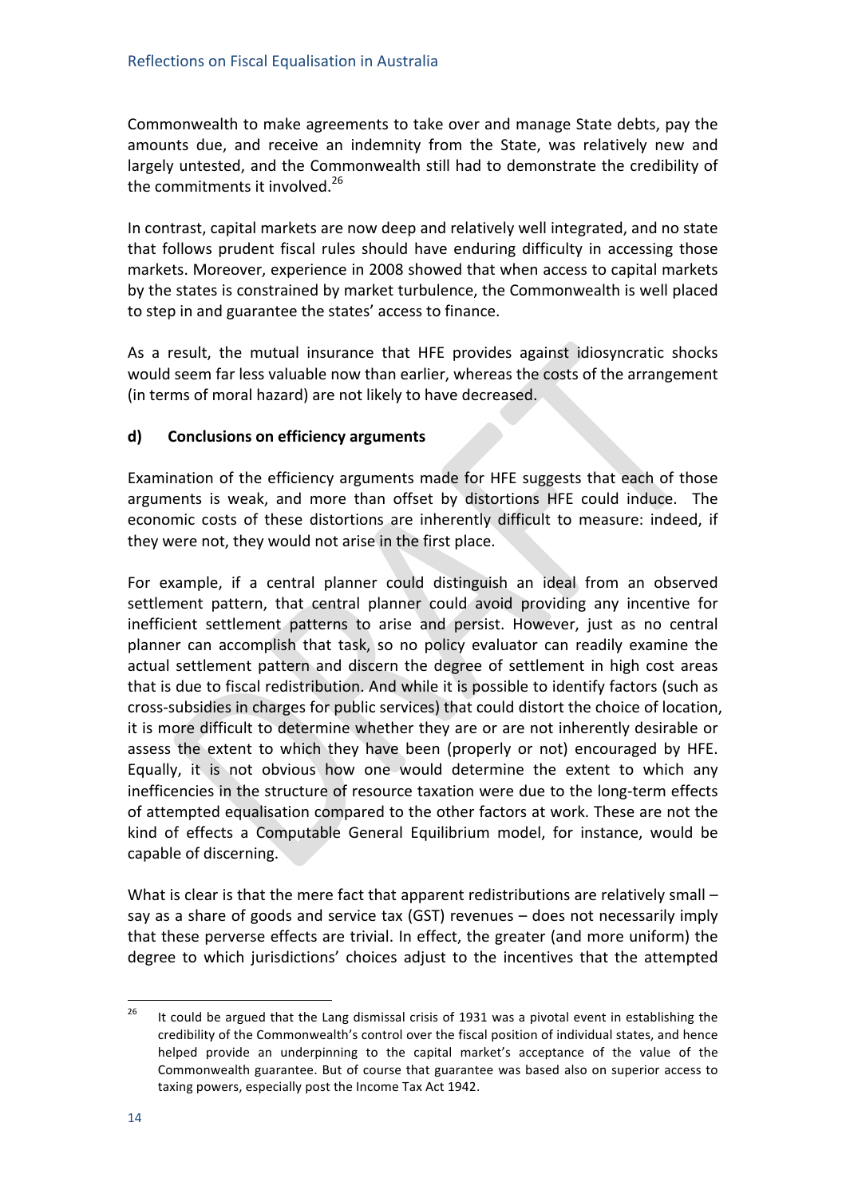Commonwealth to make agreements to take over and manage State debts, pay the amounts due, and receive an indemnity from the State, was relatively new and largely untested, and the Commonwealth still had to demonstrate the credibility of the commitments it involved.[26]

In contrast, capital markets are now deep and relatively well integrated, and no state that follows prudent fiscal rules should have enduring difficulty in accessing those markets. Moreover, experience in 2008 showed that when access to capital markets by the states is constrained by market turbulence, the Commonwealth is well placed to step in and guarantee the states' access to finance.

As a result, the mutual insurance that HFE provides against idiosyncratic shocks would seem far less valuable now than earlier, whereas the costs of the arrangement (in terms of moral hazard) are not likely to have decreased.

**d) Conclusions on efficiency arguments**

Examination of the efficiency arguments made for HFE suggests that each of those arguments is weak, and more than offset by distortions HFE could induce. The economic costs of these distortions are inherently difficult to measure: indeed, if they were not, they would not arise in the first place.

For example, if a central planner could distinguish an ideal from an observed settlement pattern, that central planner could avoid providing any incentive for inefficient settlement patterns to arise and persist. However, just as no central planner can accomplish that task, so no policy evaluator can readily examine the actual settlement pattern and discern the degree of settlement in high cost areas that is due to fiscal redistribution. And while it is possible to identify factors (such as cross-subsidies in charges for public services) that could distort the choice of location, it is more difficult to determine whether they are or are not inherently desirable or assess the extent to which they have been (properly or not) encouraged by HFE. Equally, it is not obvious how one would determine the extent to which any inefficencies in the structure of resource taxation were due to the long-term effects of attempted equalisation compared to the other factors at work. These are not the kind of effects a Computable General Equilibrium model, for instance, would be capable of discerning.

What is clear is that the mere fact that apparent redistributions are relatively small – say as a share of goods and service tax (GST) revenues – does not necessarily imply that these perverse effects are trivial. In effect, the greater (and more uniform) the degree to which jurisdictions' choices adjust to the incentives that the attempted

[26] It could be argued that the Lang dismissal crisis of 1931 was a pivotal event in establishing the credibility of the Commonwealth's control over the fiscal position of individual states, and hence helped provide an underpinning to the capital market's acceptance of the value of the Commonwealth guarantee. But of course that guarantee was based also on superior access to taxing powers, especially post the Income Tax Act 1942.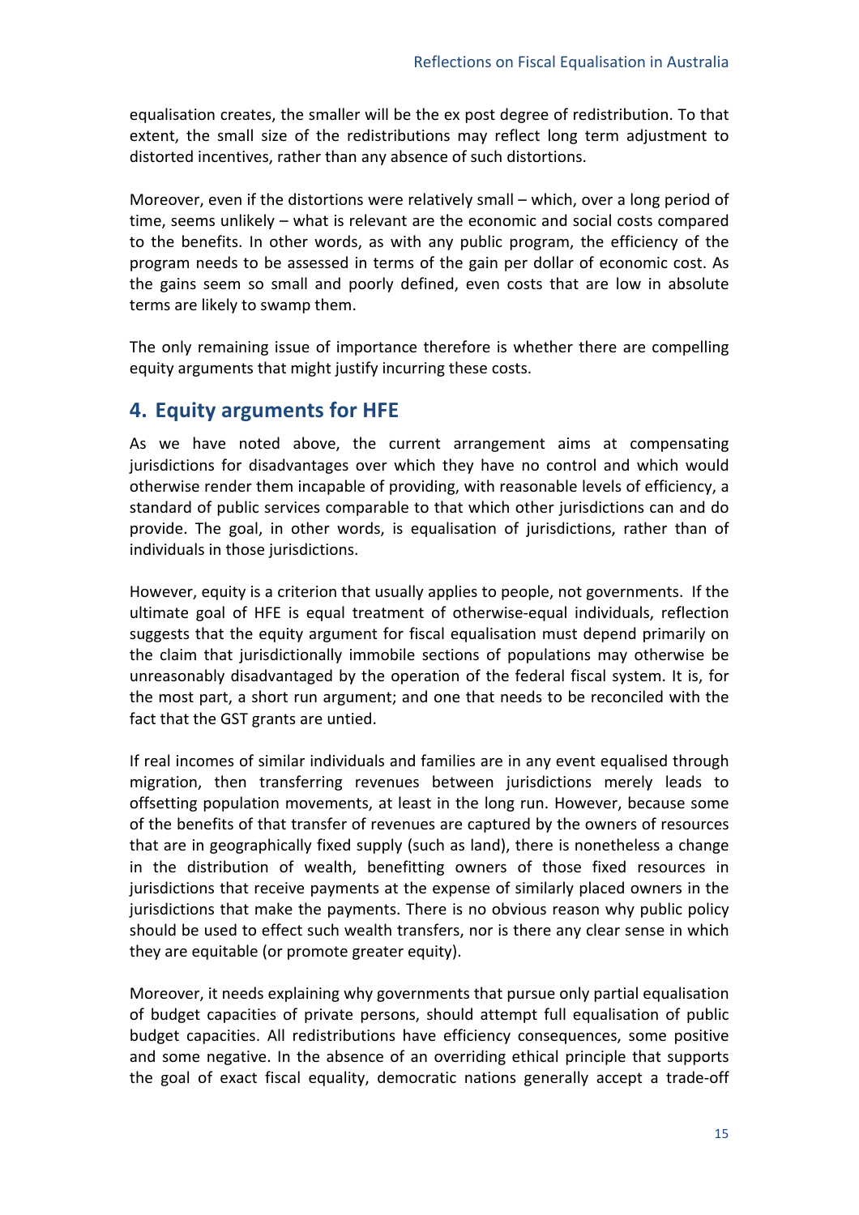equalisation creates, the smaller will be the ex post degree of redistribution. To that extent, the small size of the redistributions may reflect long term adjustment to distorted incentives, rather than any absence of such distortions.

Moreover, even if the distortions were relatively small – which, over a long period of time, seems unlikely – what is relevant are the economic and social costs compared to the benefits. In other words, as with any public program, the efficiency of the program needs to be assessed in terms of the gain per dollar of economic cost. As the gains seem so small and poorly defined, even costs that are low in absolute terms are likely to swamp them.

The only remaining issue of importance therefore is whether there are compelling equity arguments that might justify incurring these costs.

## 4. Equity arguments for HFE

As we have noted above, the current arrangement aims at compensating jurisdictions for disadvantages over which they have no control and which would otherwise render them incapable of providing, with reasonable levels of efficiency, a standard of public services comparable to that which other jurisdictions can and do provide. The goal, in other words, is equalisation of jurisdictions, rather than of individuals in those jurisdictions.

However, equity is a criterion that usually applies to people, not governments. If the ultimate goal of HFE is equal treatment of otherwise-equal individuals, reflection suggests that the equity argument for fiscal equalisation must depend primarily on the claim that jurisdictionally immobile sections of populations may otherwise be unreasonably disadvantaged by the operation of the federal fiscal system. It is, for the most part, a short run argument; and one that needs to be reconciled with the fact that the GST grants are untied.

If real incomes of similar individuals and families are in any event equalised through migration, then transferring revenues between jurisdictions merely leads to offsetting population movements, at least in the long run. However, because some of the benefits of that transfer of revenues are captured by the owners of resources that are in geographically fixed supply (such as land), there is nonetheless a change in the distribution of wealth, benefitting owners of those fixed resources in jurisdictions that receive payments at the expense of similarly placed owners in the jurisdictions that make the payments. There is no obvious reason why public policy should be used to effect such wealth transfers, nor is there any clear sense in which they are equitable (or promote greater equity).

Moreover, it needs explaining why governments that pursue only partial equalisation of budget capacities of private persons, should attempt full equalisation of public budget capacities. All redistributions have efficiency consequences, some positive and some negative. In the absence of an overriding ethical principle that supports the goal of exact fiscal equality, democratic nations generally accept a trade-off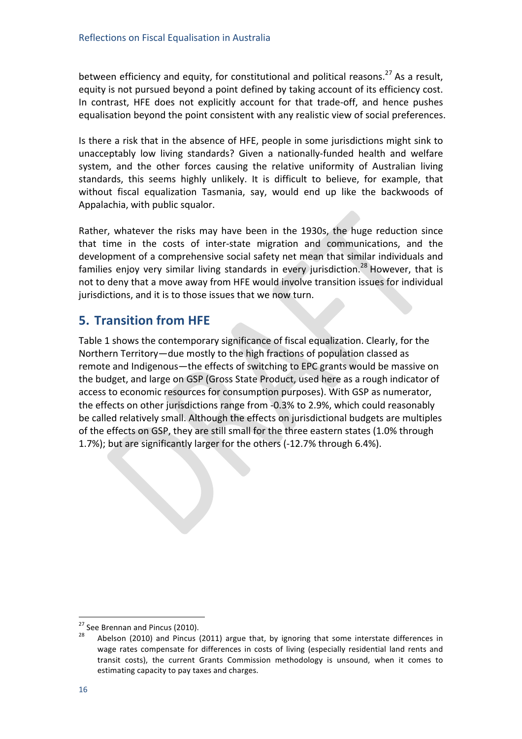between efficiency and equity, for constitutional and political reasons.[27] As a result, equity is not pursued beyond a point defined by taking account of its efficiency cost. In contrast, HFE does not explicitly account for that trade-off, and hence pushes equalisation beyond the point consistent with any realistic view of social preferences.

Is there a risk that in the absence of HFE, people in some jurisdictions might sink to unacceptably low living standards? Given a nationally-funded health and welfare system, and the other forces causing the relative uniformity of Australian living standards, this seems highly unlikely. It is difficult to believe, for example, that without fiscal equalization Tasmania, say, would end up like the backwoods of Appalachia, with public squalor.

Rather, whatever the risks may have been in the 1930s, the huge reduction since that time in the costs of inter-state migration and communications, and the development of a comprehensive social safety net mean that similar individuals and families enjoy very similar living standards in every jurisdiction.[28] However, that is not to deny that a move away from HFE would involve transition issues for individual jurisdictions, and it is to those issues that we now turn.

## 5. Transition from HFE

Table 1 shows the contemporary significance of fiscal equalization. Clearly, for the Northern Territory—due mostly to the high fractions of population classed as remote and Indigenous—the effects of switching to EPC grants would be massive on the budget, and large on GSP (Gross State Product, used here as a rough indicator of access to economic resources for consumption purposes). With GSP as numerator, the effects on other jurisdictions range from -0.3% to 2.9%, which could reasonably be called relatively small. Although the effects on jurisdictional budgets are multiples of the effects on GSP, they are still small for the three eastern states (1.0% through 1.7%); but are significantly larger for the others (-12.7% through 6.4%).

---

[27] See Brennan and Pincus (2010).

[28] Abelson (2010) and Pincus (2011) argue that, by ignoring that some interstate differences in wage rates compensate for differences in costs of living (especially residential land rents and transit costs), the current Grants Commission methodology is unsound, when it comes to estimating capacity to pay taxes and charges.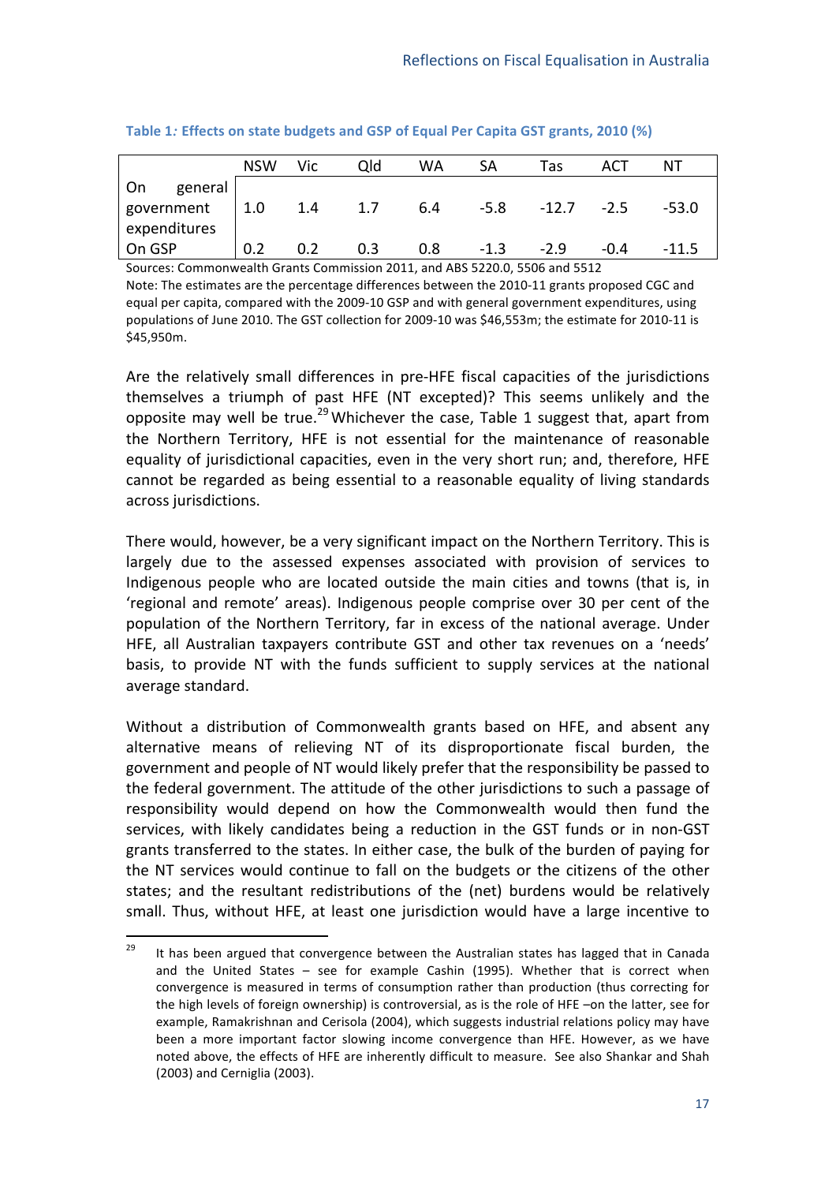**Table 1: Effects on state budgets and GSP of Equal Per Capita GST grants, 2010 (%)**

| | NSW | Vic | Qld | WA | SA | Tas | ACT | NT |
|---|---|---|---|---|---|---|---|---|
| On general government expenditures | 1.0 | 1.4 | 1.7 | 6.4 | -5.8 | -12.7 | -2.5 | -53.0 |
| On GSP | 0.2 | 0.2 | 0.3 | 0.8 | -1.3 | -2.9 | -0.4 | -11.5 |

Sources: Commonwealth Grants Commission 2011, and ABS 5220.0, 5506 and 5512

Note: The estimates are the percentage differences between the 2010-11 grants proposed CGC and equal per capita, compared with the 2009-10 GSP and with general government expenditures, using populations of June 2010. The GST collection for 2009-10 was $46,553m; the estimate for 2010-11 is $45,950m.

Are the relatively small differences in pre-HFE fiscal capacities of the jurisdictions themselves a triumph of past HFE (NT excepted)? This seems unlikely and the opposite may well be true.[29] Whichever the case, Table 1 suggest that, apart from the Northern Territory, HFE is not essential for the maintenance of reasonable equality of jurisdictional capacities, even in the very short run; and, therefore, HFE cannot be regarded as being essential to a reasonable equality of living standards across jurisdictions.

There would, however, be a very significant impact on the Northern Territory. This is largely due to the assessed expenses associated with provision of services to Indigenous people who are located outside the main cities and towns (that is, in 'regional and remote' areas). Indigenous people comprise over 30 per cent of the population of the Northern Territory, far in excess of the national average. Under HFE, all Australian taxpayers contribute GST and other tax revenues on a 'needs' basis, to provide NT with the funds sufficient to supply services at the national average standard.

Without a distribution of Commonwealth grants based on HFE, and absent any alternative means of relieving NT of its disproportionate fiscal burden, the government and people of NT would likely prefer that the responsibility be passed to the federal government. The attitude of the other jurisdictions to such a passage of responsibility would depend on how the Commonwealth would then fund the services, with likely candidates being a reduction in the GST funds or in non-GST grants transferred to the states. In either case, the bulk of the burden of paying for the NT services would continue to fall on the budgets or the citizens of the other states; and the resultant redistributions of the (net) burdens would be relatively small. Thus, without HFE, at least one jurisdiction would have a large incentive to

[29] It has been argued that convergence between the Australian states has lagged that in Canada and the United States – see for example Cashin (1995). Whether that is correct when convergence is measured in terms of consumption rather than production (thus correcting for the high levels of foreign ownership) is controversial, as is the role of HFE –on the latter, see for example, Ramakrishnan and Cerisola (2004), which suggests industrial relations policy may have been a more important factor slowing income convergence than HFE. However, as we have noted above, the effects of HFE are inherently difficult to measure. See also Shankar and Shah (2003) and Cerniglia (2003).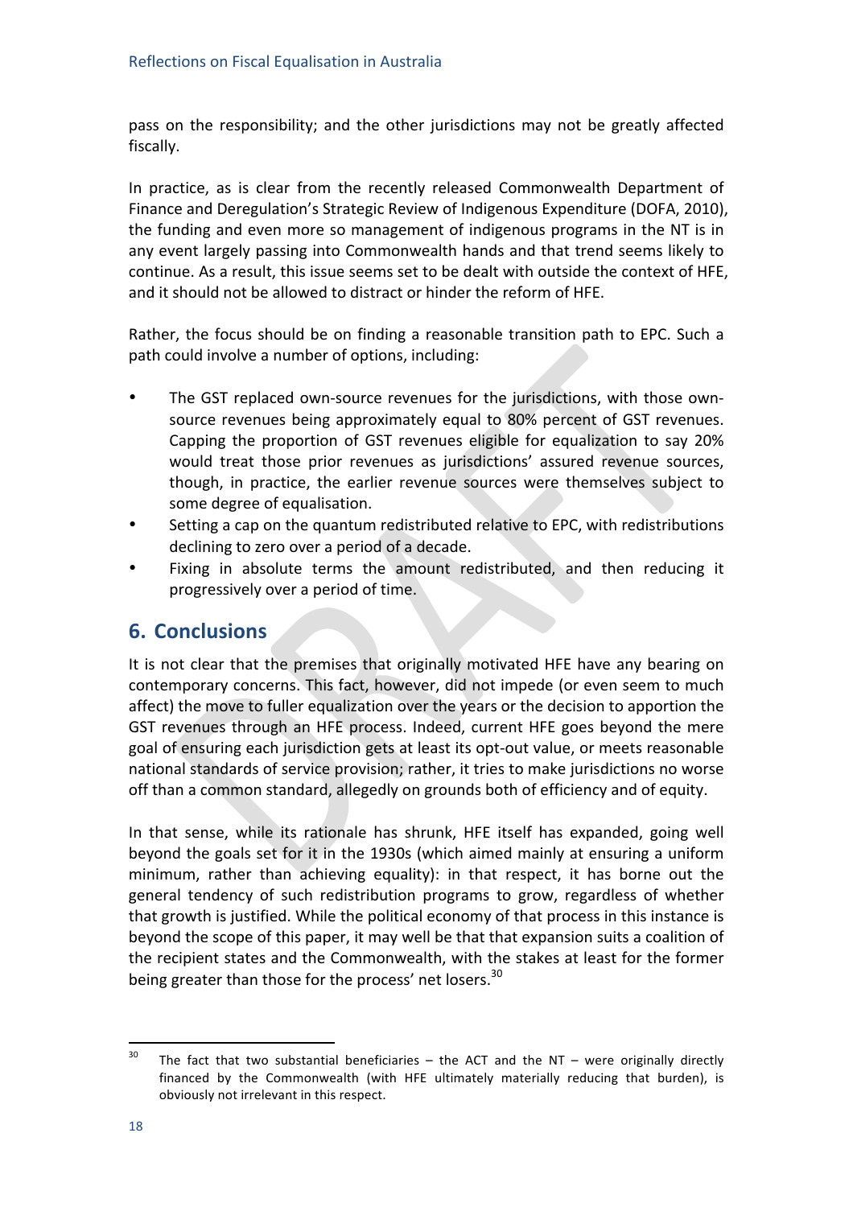pass on the responsibility; and the other jurisdictions may not be greatly affected fiscally.

In practice, as is clear from the recently released Commonwealth Department of Finance and Deregulation's Strategic Review of Indigenous Expenditure (DOFA, 2010), the funding and even more so management of indigenous programs in the NT is in any event largely passing into Commonwealth hands and that trend seems likely to continue. As a result, this issue seems set to be dealt with outside the context of HFE, and it should not be allowed to distract or hinder the reform of HFE.

Rather, the focus should be on finding a reasonable transition path to EPC. Such a path could involve a number of options, including:

- The GST replaced own-source revenues for the jurisdictions, with those own-source revenues being approximately equal to 80% percent of GST revenues. Capping the proportion of GST revenues eligible for equalization to say 20% would treat those prior revenues as jurisdictions' assured revenue sources, though, in practice, the earlier revenue sources were themselves subject to some degree of equalisation.
- Setting a cap on the quantum redistributed relative to EPC, with redistributions declining to zero over a period of a decade.
- Fixing in absolute terms the amount redistributed, and then reducing it progressively over a period of time.

## 6. Conclusions

It is not clear that the premises that originally motivated HFE have any bearing on contemporary concerns. This fact, however, did not impede (or even seem to much affect) the move to fuller equalization over the years or the decision to apportion the GST revenues through an HFE process. Indeed, current HFE goes beyond the mere goal of ensuring each jurisdiction gets at least its opt-out value, or meets reasonable national standards of service provision; rather, it tries to make jurisdictions no worse off than a common standard, allegedly on grounds both of efficiency and of equity.

In that sense, while its rationale has shrunk, HFE itself has expanded, going well beyond the goals set for it in the 1930s (which aimed mainly at ensuring a uniform minimum, rather than achieving equality): in that respect, it has borne out the general tendency of such redistribution programs to grow, regardless of whether that growth is justified. While the political economy of that process in this instance is beyond the scope of this paper, it may well be that that expansion suits a coalition of the recipient states and the Commonwealth, with the stakes at least for the former being greater than those for the process' net losers.[30]

---

[30] The fact that two substantial beneficiaries – the ACT and the NT – were originally directly financed by the Commonwealth (with HFE ultimately materially reducing that burden), is obviously not irrelevant in this respect.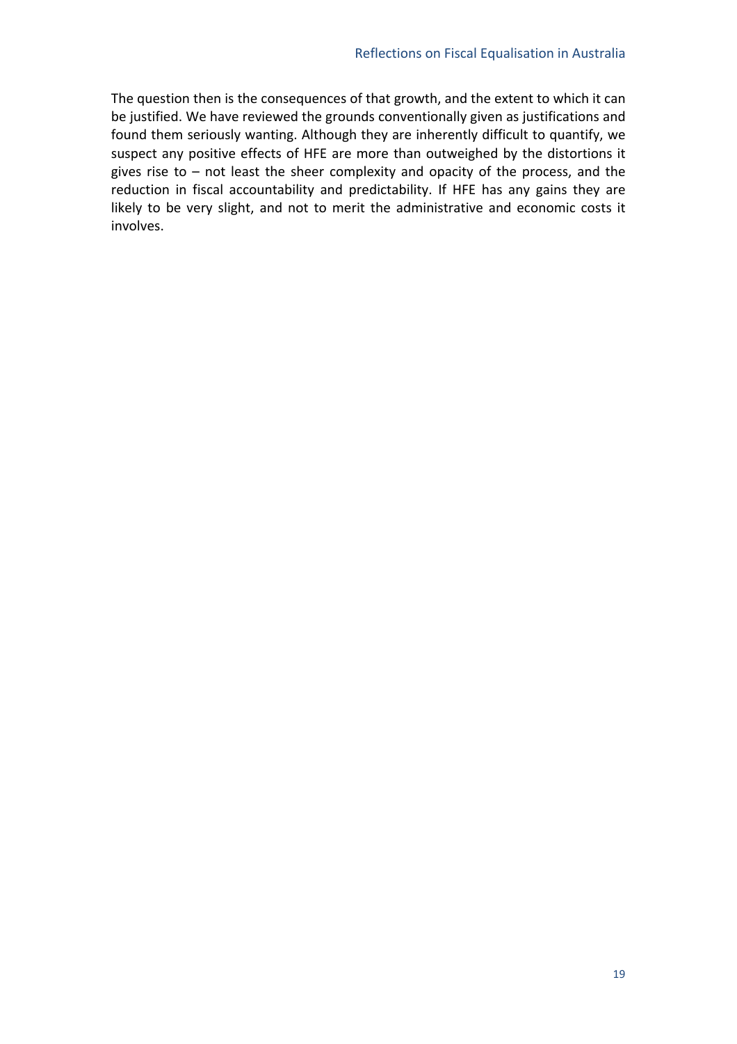The question then is the consequences of that growth, and the extent to which it can be justified. We have reviewed the grounds conventionally given as justifications and found them seriously wanting. Although they are inherently difficult to quantify, we suspect any positive effects of HFE are more than outweighed by the distortions it gives rise to – not least the sheer complexity and opacity of the process, and the reduction in fiscal accountability and predictability. If HFE has any gains they are likely to be very slight, and not to merit the administrative and economic costs it involves.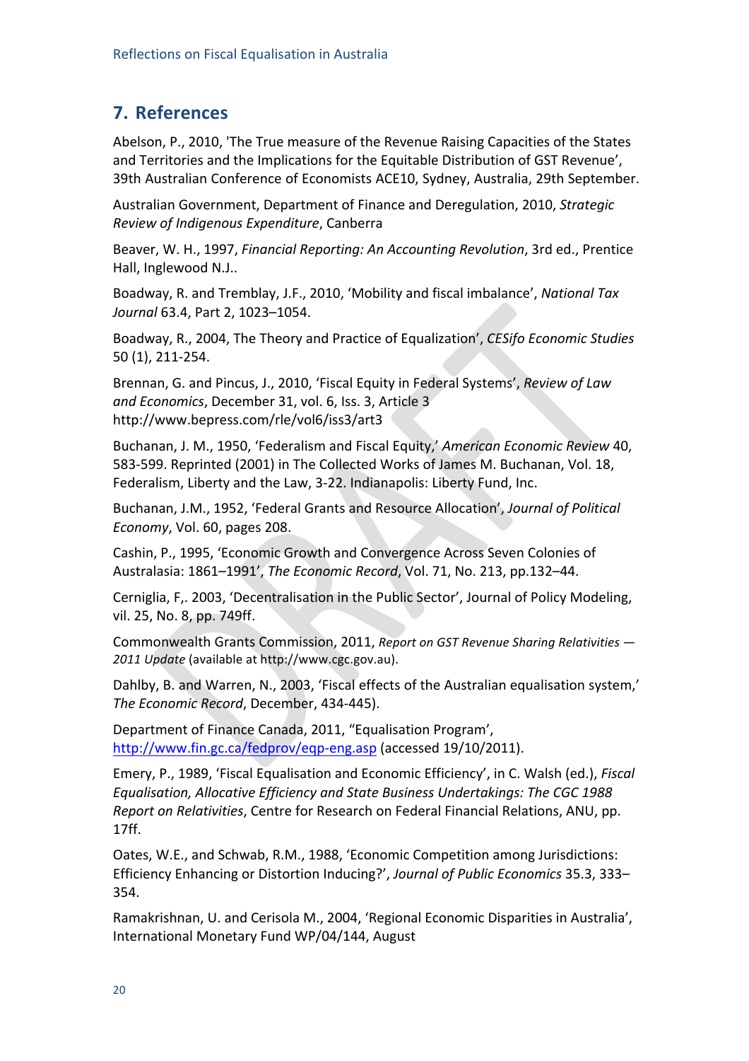## 7. References

Abelson, P., 2010, 'The True measure of the Revenue Raising Capacities of the States and Territories and the Implications for the Equitable Distribution of GST Revenue', 39th Australian Conference of Economists ACE10, Sydney, Australia, 29th September.

Australian Government, Department of Finance and Deregulation, 2010, *Strategic Review of Indigenous Expenditure*, Canberra

Beaver, W. H., 1997, *Financial Reporting: An Accounting Revolution*, 3rd ed., Prentice Hall, Inglewood N.J..

Boadway, R. and Tremblay, J.F., 2010, 'Mobility and fiscal imbalance', *National Tax Journal* 63.4, Part 2, 1023–1054.

Boadway, R., 2004, The Theory and Practice of Equalization', *CESifo Economic Studies* 50 (1), 211-254.

Brennan, G. and Pincus, J., 2010, 'Fiscal Equity in Federal Systems', *Review of Law and Economics*, December 31, vol. 6, Iss. 3, Article 3 http://www.bepress.com/rle/vol6/iss3/art3

Buchanan, J. M., 1950, 'Federalism and Fiscal Equity,' *American Economic Review* 40, 583-599. Reprinted (2001) in The Collected Works of James M. Buchanan, Vol. 18, Federalism, Liberty and the Law, 3-22. Indianapolis: Liberty Fund, Inc.

Buchanan, J.M., 1952, 'Federal Grants and Resource Allocation', *Journal of Political Economy*, Vol. 60, pages 208.

Cashin, P., 1995, 'Economic Growth and Convergence Across Seven Colonies of Australasia: 1861–1991', *The Economic Record*, Vol. 71, No. 213, pp.132–44.

Cerniglia, F,. 2003, 'Decentralisation in the Public Sector', Journal of Policy Modeling, vil. 25, No. 8, pp. 749ff.

Commonwealth Grants Commission, 2011, *Report on GST Revenue Sharing Relativities — 2011 Update* (available at http://www.cgc.gov.au).

Dahlby, B. and Warren, N., 2003, 'Fiscal effects of the Australian equalisation system,' *The Economic Record*, December, 434-445).

Department of Finance Canada, 2011, "Equalisation Program', http://www.fin.gc.ca/fedprov/eqp-eng.asp (accessed 19/10/2011).

Emery, P., 1989, 'Fiscal Equalisation and Economic Efficiency', in C. Walsh (ed.), *Fiscal Equalisation, Allocative Efficiency and State Business Undertakings: The CGC 1988 Report on Relativities*, Centre for Research on Federal Financial Relations, ANU, pp. 17ff.

Oates, W.E., and Schwab, R.M., 1988, 'Economic Competition among Jurisdictions: Efficiency Enhancing or Distortion Inducing?', *Journal of Public Economics* 35.3, 333–354.

Ramakrishnan, U. and Cerisola M., 2004, 'Regional Economic Disparities in Australia', International Monetary Fund WP/04/144, August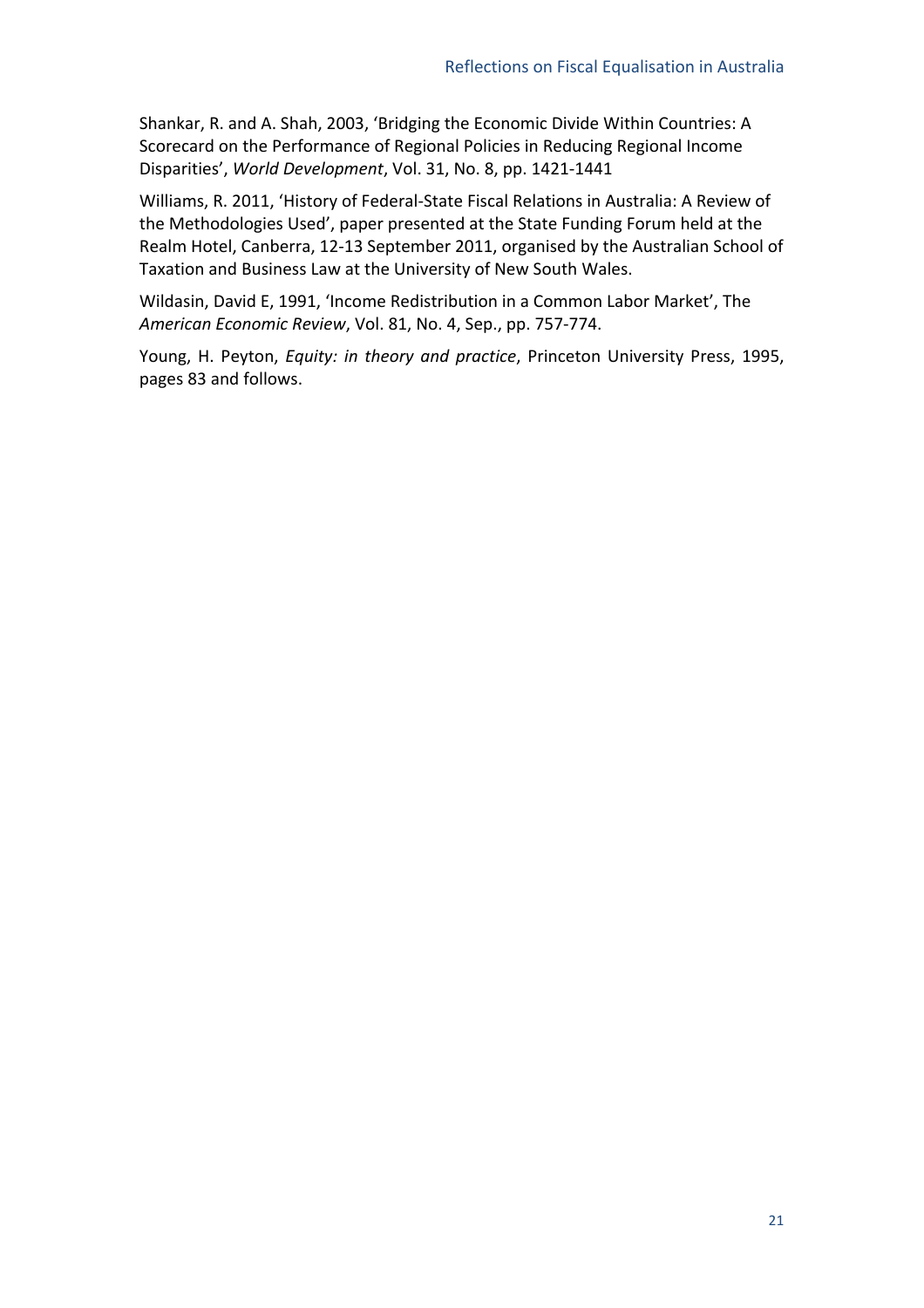Shankar, R. and A. Shah, 2003, 'Bridging the Economic Divide Within Countries: A Scorecard on the Performance of Regional Policies in Reducing Regional Income Disparities', *World Development*, Vol. 31, No. 8, pp. 1421-1441

Williams, R. 2011, 'History of Federal-State Fiscal Relations in Australia: A Review of the Methodologies Used', paper presented at the State Funding Forum held at the Realm Hotel, Canberra, 12-13 September 2011, organised by the Australian School of Taxation and Business Law at the University of New South Wales.

Wildasin, David E, 1991, 'Income Redistribution in a Common Labor Market', The *American Economic Review*, Vol. 81, No. 4, Sep., pp. 757-774.

Young, H. Peyton, *Equity: in theory and practice*, Princeton University Press, 1995, pages 83 and follows.